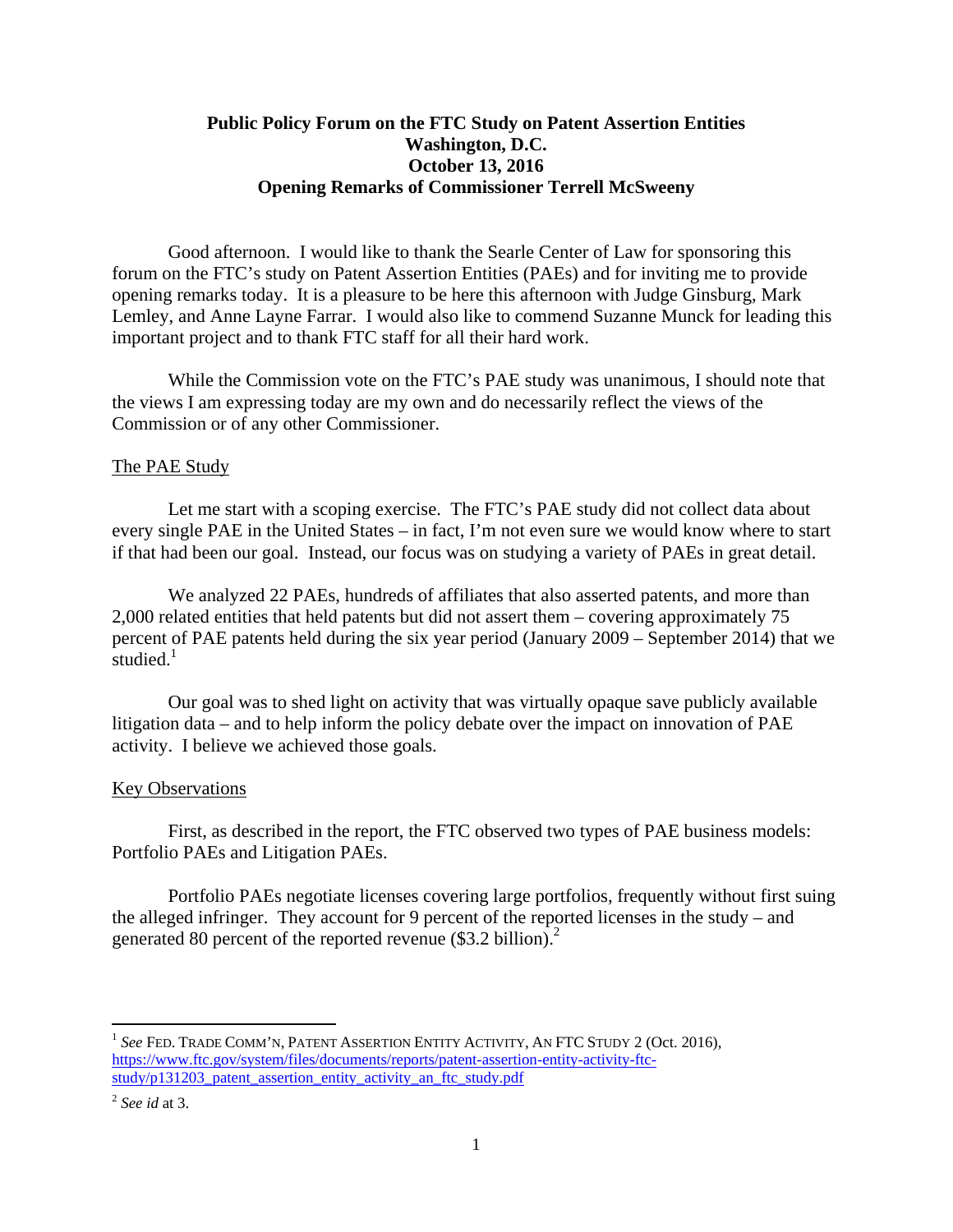**Public Policy Forum on the FTC Study on Patent Assertion Entities**
**Washington, D.C.**
**October 13, 2016**
**Opening Remarks of Commissioner Terrell McSweeny**

Good afternoon. I would like to thank the Searle Center of Law for sponsoring this forum on the FTC's study on Patent Assertion Entities (PAEs) and for inviting me to provide opening remarks today. It is a pleasure to be here this afternoon with Judge Ginsburg, Mark Lemley, and Anne Layne Farrar. I would also like to commend Suzanne Munck for leading this important project and to thank FTC staff for all their hard work.

While the Commission vote on the FTC's PAE study was unanimous, I should note that the views I am expressing today are my own and do necessarily reflect the views of the Commission or of any other Commissioner.

## The PAE Study

Let me start with a scoping exercise. The FTC's PAE study did not collect data about every single PAE in the United States – in fact, I'm not even sure we would know where to start if that had been our goal. Instead, our focus was on studying a variety of PAEs in great detail.

We analyzed 22 PAEs, hundreds of affiliates that also asserted patents, and more than 2,000 related entities that held patents but did not assert them – covering approximately 75 percent of PAE patents held during the six year period (January 2009 – September 2014) that we studied.[1]

Our goal was to shed light on activity that was virtually opaque save publicly available litigation data – and to help inform the policy debate over the impact on innovation of PAE activity. I believe we achieved those goals.

## Key Observations

First, as described in the report, the FTC observed two types of PAE business models: Portfolio PAEs and Litigation PAEs.

Portfolio PAEs negotiate licenses covering large portfolios, frequently without first suing the alleged infringer. They account for 9 percent of the reported licenses in the study – and generated 80 percent of the reported revenue ($3.2 billion).[2]

---

[1] *See* FED. TRADE COMM'N, PATENT ASSERTION ENTITY ACTIVITY, AN FTC STUDY 2 (Oct. 2016), https://www.ftc.gov/system/files/documents/reports/patent-assertion-entity-activity-ftc-study/p131203_patent_assertion_entity_activity_an_ftc_study.pdf

[2] *See id* at 3.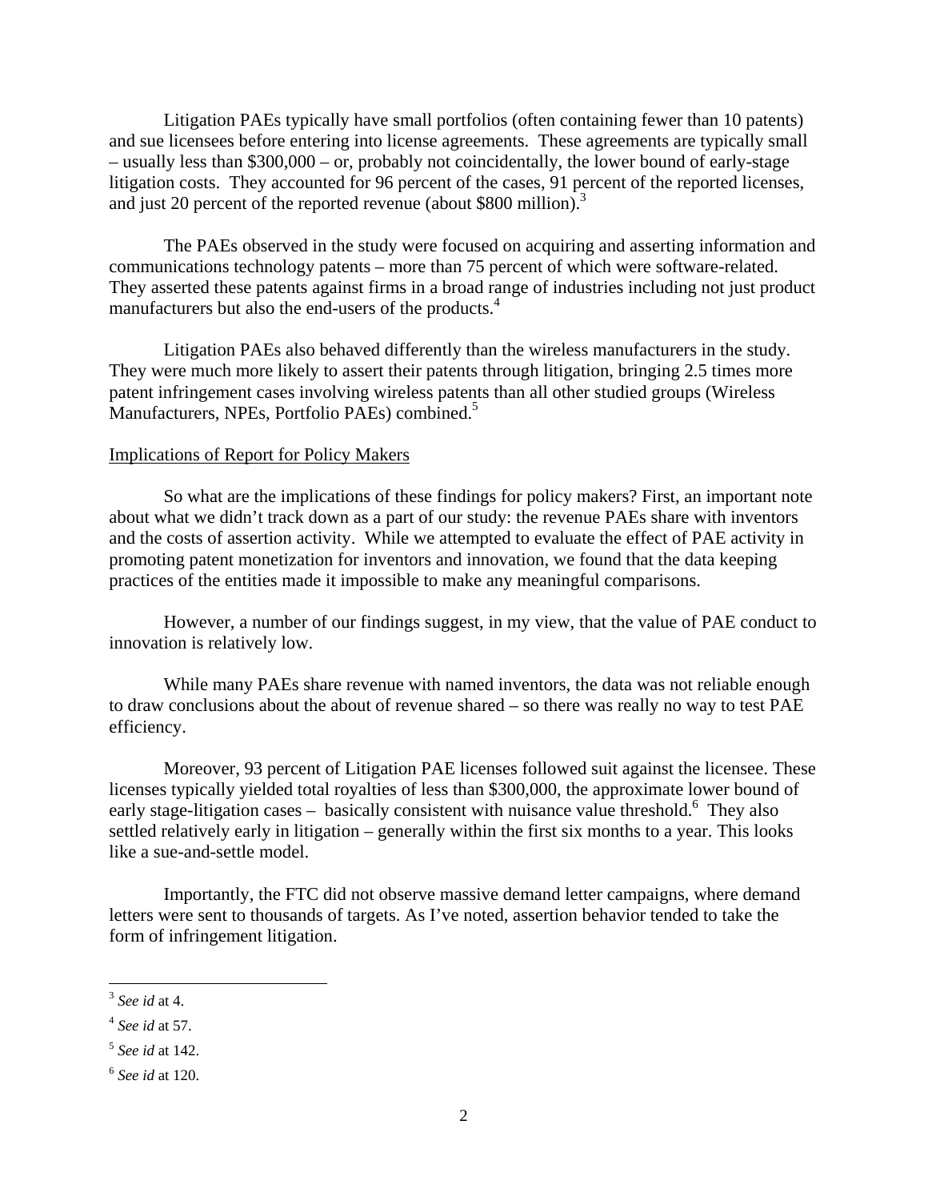Litigation PAEs typically have small portfolios (often containing fewer than 10 patents) and sue licensees before entering into license agreements. These agreements are typically small – usually less than \$300,000 – or, probably not coincidentally, the lower bound of early-stage litigation costs. They accounted for 96 percent of the cases, 91 percent of the reported licenses, and just 20 percent of the reported revenue (about \$800 million).[3]

The PAEs observed in the study were focused on acquiring and asserting information and communications technology patents – more than 75 percent of which were software-related. They asserted these patents against firms in a broad range of industries including not just product manufacturers but also the end-users of the products.[4]

Litigation PAEs also behaved differently than the wireless manufacturers in the study. They were much more likely to assert their patents through litigation, bringing 2.5 times more patent infringement cases involving wireless patents than all other studied groups (Wireless Manufacturers, NPEs, Portfolio PAEs) combined.[5]

Implications of Report for Policy Makers

So what are the implications of these findings for policy makers? First, an important note about what we didn't track down as a part of our study: the revenue PAEs share with inventors and the costs of assertion activity. While we attempted to evaluate the effect of PAE activity in promoting patent monetization for inventors and innovation, we found that the data keeping practices of the entities made it impossible to make any meaningful comparisons.

However, a number of our findings suggest, in my view, that the value of PAE conduct to innovation is relatively low.

While many PAEs share revenue with named inventors, the data was not reliable enough to draw conclusions about the about of revenue shared – so there was really no way to test PAE efficiency.

Moreover, 93 percent of Litigation PAE licenses followed suit against the licensee. These licenses typically yielded total royalties of less than \$300,000, the approximate lower bound of early stage-litigation cases – basically consistent with nuisance value threshold.[6] They also settled relatively early in litigation – generally within the first six months to a year. This looks like a sue-and-settle model.

Importantly, the FTC did not observe massive demand letter campaigns, where demand letters were sent to thousands of targets. As I've noted, assertion behavior tended to take the form of infringement litigation.

---

[3] *See id* at 4.

[4] *See id* at 57.

[5] *See id* at 142.

[6] *See id* at 120.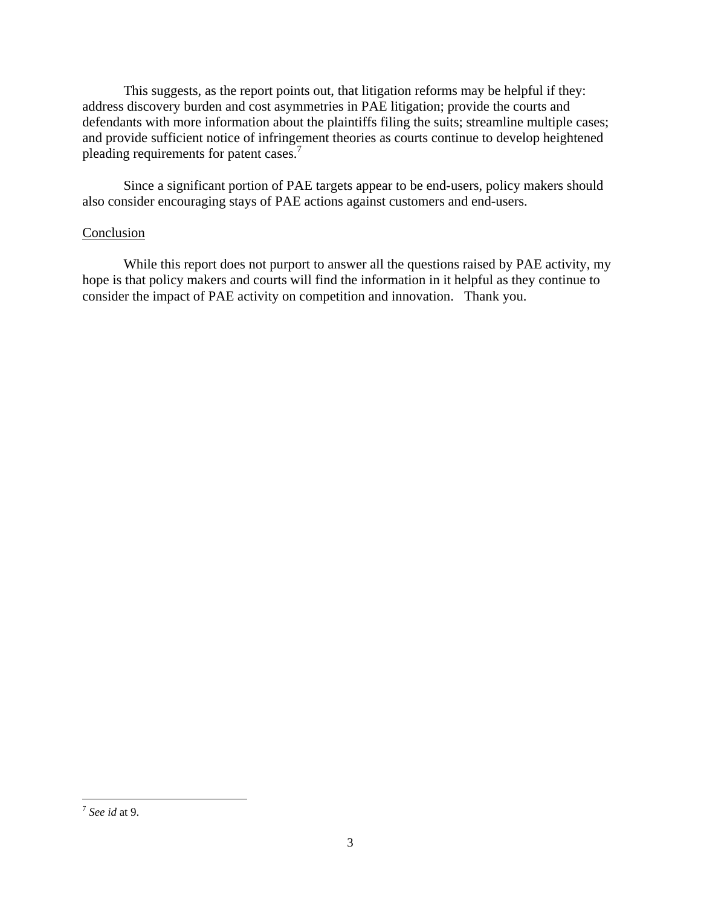This suggests, as the report points out, that litigation reforms may be helpful if they: address discovery burden and cost asymmetries in PAE litigation; provide the courts and defendants with more information about the plaintiffs filing the suits; streamline multiple cases; and provide sufficient notice of infringement theories as courts continue to develop heightened pleading requirements for patent cases.[7]

Since a significant portion of PAE targets appear to be end-users, policy makers should also consider encouraging stays of PAE actions against customers and end-users.

## Conclusion

While this report does not purport to answer all the questions raised by PAE activity, my hope is that policy makers and courts will find the information in it helpful as they continue to consider the impact of PAE activity on competition and innovation. Thank you.

---

[7] *See id* at 9.